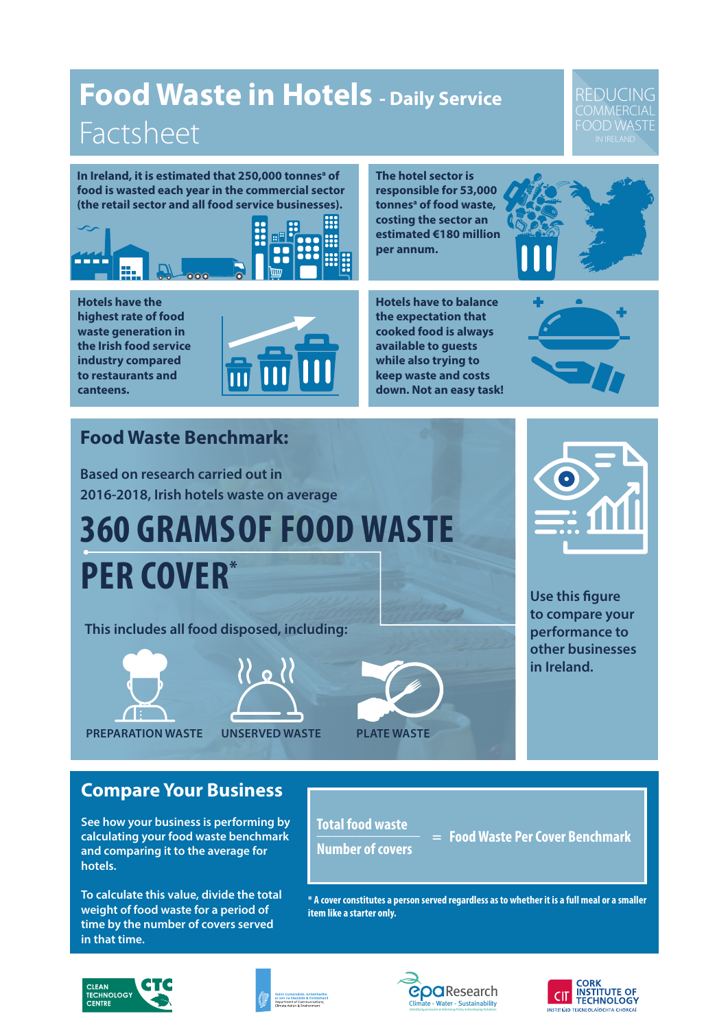# Food Waste in Hotels - Daily Service Factsheet

REDUCING COMMERCIAL FOOD WASTE IN IRELAND

**In Ireland, it is estimated that 250,000 tonnes[a] of food is wasted each year in the commercial sector (the retail sector and all food service businesses).**

**The hotel sector is responsible for 53,000 tonnes[a] of food waste, costing the sector an estimated €180 million per annum.**

**Hotels have the highest rate of food waste generation in the Irish food service industry compared to restaurants and canteens.**

**Hotels have to balance the expectation that cooked food is always available to guests while also trying to keep waste and costs down. Not an easy task!**

## Food Waste Benchmark:

Based on research carried out in 2016-2018, Irish hotels waste on average

**360 GRAMS OF FOOD WASTE PER COVER***

This includes all food disposed, including:

- PREPARATION WASTE
- UNSERVED WASTE
- PLATE WASTE

Use this figure to compare your performance to other businesses in Ireland.

## Compare Your Business

See how your business is performing by calculating your food waste benchmark and comparing it to the average for hotels.

To calculate this value, divide the total weight of food waste for a period of time by the number of covers served in that time.

$$\frac{\text{Total food waste}}{\text{Number of covers}} = \text{Food Waste Per Cover Benchmark}$$

**\* A cover constitutes a person served regardless as to whether it is a full meal or a smaller item like a starter only.**

CLEAN TECHNOLOGY CENTRE CTC | Department of Communications, Climate Action & Environment | epa Research Climate - Water - Sustainability | CORK INSTITUTE OF TECHNOLOGY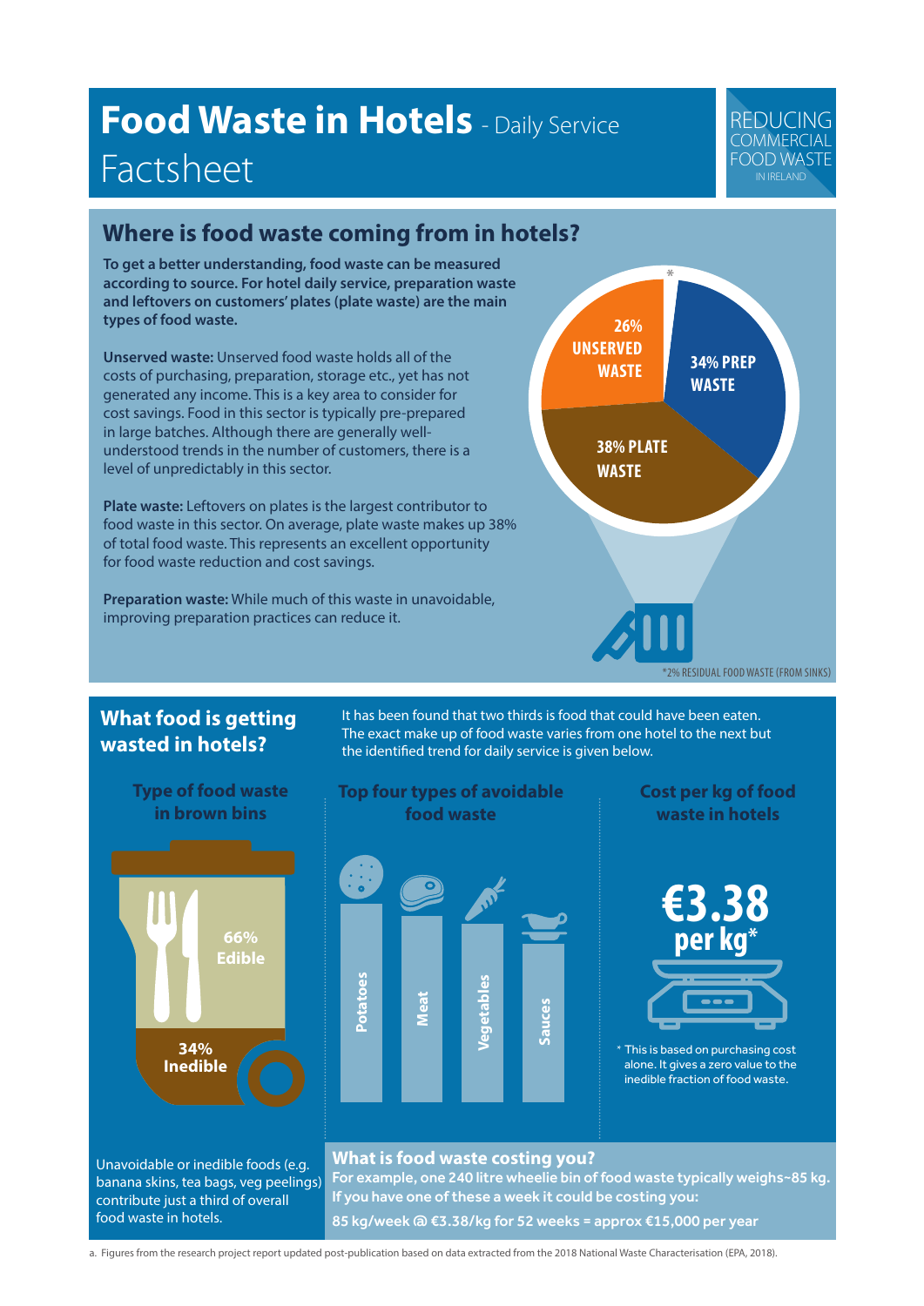# Food Waste in Hotels - Daily Service Factsheet

REDUCING COMMERCIAL FOOD WASTE IN IRELAND

## Where is food waste coming from in hotels?

**To get a better understanding, food waste can be measured according to source. For hotel daily service, preparation waste and leftovers on customers' plates (plate waste) are the main types of food waste.**

**Unserved waste:** Unserved food waste holds all of the costs of purchasing, preparation, storage etc., yet has not generated any income. This is a key area to consider for cost savings. Food in this sector is typically pre-prepared in large batches. Although there are generally well-understood trends in the number of customers, there is a level of unpredictably in this sector.

**Plate waste:** Leftovers on plates is the largest contributor to food waste in this sector. On average, plate waste makes up 38% of total food waste. This represents an excellent opportunity for food waste reduction and cost savings.

**Preparation waste:** While much of this waste in unavoidable, improving preparation practices can reduce it.

26% UNSERVED WASTE

34% PREP WASTE

38% PLATE WASTE

*

*2% RESIDUAL FOOD WASTE (FROM SINKS)

## What food is getting wasted in hotels?

It has been found that two thirds is food that could have been eaten. The exact make up of food waste varies from one hotel to the next but the identified trend for daily service is given below.

### Type of food waste in brown bins

66% Edible

34% Inedible

Unavoidable or inedible foods (e.g. banana skins, tea bags, veg peelings) contribute just a third of overall food waste in hotels.

### Top four types of avoidable food waste

Potatoes

Meat

Vegetables

Sauces

### Cost per kg of food waste in hotels

**€3.38 per kg***

* This is based on purchasing cost alone. It gives a zero value to the inedible fraction of food waste.

### What is food waste costing you?

**For example, one 240 litre wheelie bin of food waste typically weighs~85 kg. If you have one of these a week it could be costing you:**

**85 kg/week @ €3.38/kg for 52 weeks = approx €15,000 per year**

a. Figures from the research project report updated post-publication based on data extracted from the 2018 National Waste Characterisation (EPA, 2018).